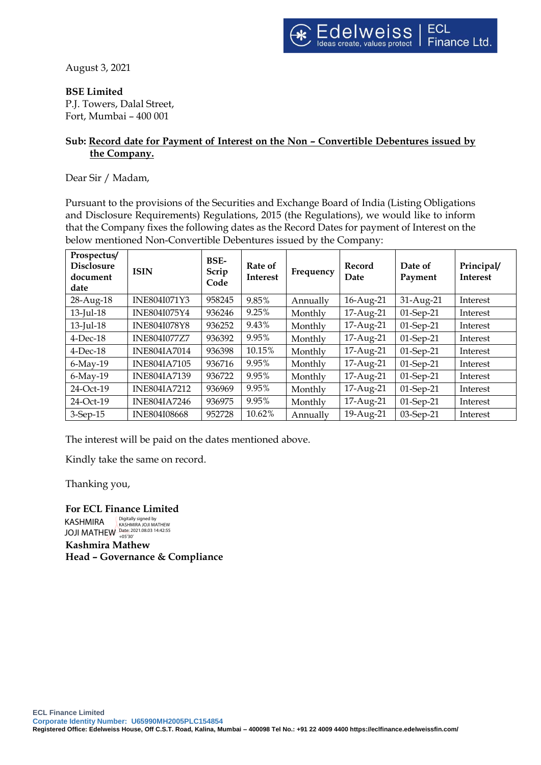August 3, 2021

**BSE Limited**
P.J. Towers, Dalal Street,
Fort, Mumbai – 400 001

**Sub: Record date for Payment of Interest on the Non – Convertible Debentures issued by the Company.**

Dear Sir / Madam,

Pursuant to the provisions of the Securities and Exchange Board of India (Listing Obligations and Disclosure Requirements) Regulations, 2015 (the Regulations), we would like to inform that the Company fixes the following dates as the Record Dates for payment of Interest on the below mentioned Non-Convertible Debentures issued by the Company:

| Prospectus/ Disclosure document date | ISIN | BSE-Scrip Code | Rate of Interest | Frequency | Record Date | Date of Payment | Principal/ Interest |
|---|---|---|---|---|---|---|---|
| 28-Aug-18 | INE804I071Y3 | 958245 | 9.85% | Annually | 16-Aug-21 | 31-Aug-21 | Interest |
| 13-Jul-18 | INE804I075Y4 | 936246 | 9.25% | Monthly | 17-Aug-21 | 01-Sep-21 | Interest |
| 13-Jul-18 | INE804I078Y8 | 936252 | 9.43% | Monthly | 17-Aug-21 | 01-Sep-21 | Interest |
| 4-Dec-18 | INE804I077Z7 | 936392 | 9.95% | Monthly | 17-Aug-21 | 01-Sep-21 | Interest |
| 4-Dec-18 | INE804IA7014 | 936398 | 10.15% | Monthly | 17-Aug-21 | 01-Sep-21 | Interest |
| 6-May-19 | INE804IA7105 | 936716 | 9.95% | Monthly | 17-Aug-21 | 01-Sep-21 | Interest |
| 6-May-19 | INE804IA7139 | 936722 | 9.95% | Monthly | 17-Aug-21 | 01-Sep-21 | Interest |
| 24-Oct-19 | INE804IA7212 | 936969 | 9.95% | Monthly | 17-Aug-21 | 01-Sep-21 | Interest |
| 24-Oct-19 | INE804IA7246 | 936975 | 9.95% | Monthly | 17-Aug-21 | 01-Sep-21 | Interest |
| 3-Sep-15 | INE804I08668 | 952728 | 10.62% | Annually | 19-Aug-21 | 03-Sep-21 | Interest |

The interest will be paid on the dates mentioned above.

Kindly take the same on record.

Thanking you,

**For ECL Finance Limited**

KASHMIRA JOJI MATHEW
Digitally signed by KASHMIRA JOJI MATHEW
Date: 2021.08.03 14:42:55 +05'30'

**Kashmira Mathew**
**Head – Governance & Compliance**

**ECL Finance Limited**
**Corporate Identity Number: U65990MH2005PLC154854**
**Registered Office: Edelweiss House, Off C.S.T. Road, Kalina, Mumbai – 400098 Tel No.: +91 22 4009 4400 https://eclfinance.edelweissfin.com/**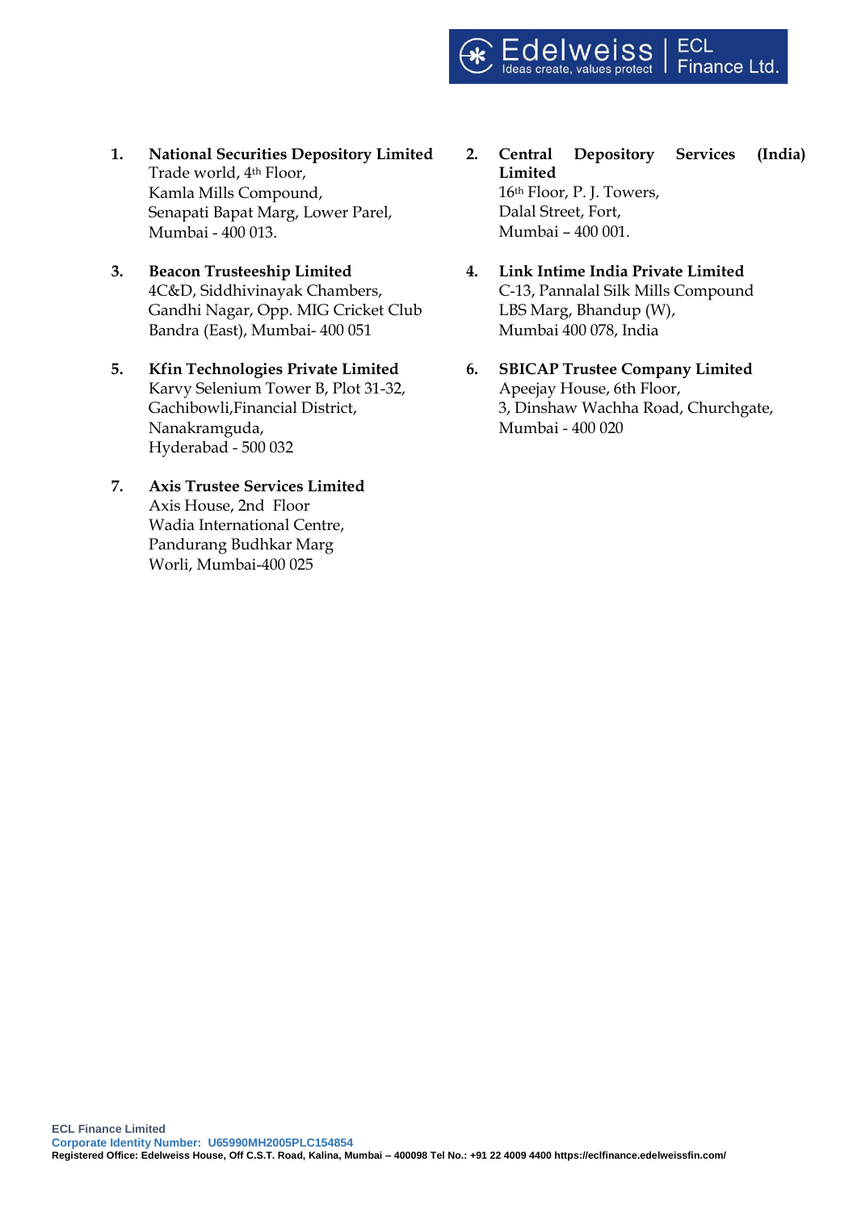1. **National Securities Depository Limited**
   Trade world, 4th Floor,
   Kamla Mills Compound,
   Senapati Bapat Marg, Lower Parel,
   Mumbai - 400 013.

2. **Central Depository Services (India) Limited**
   16th Floor, P. J. Towers,
   Dalal Street, Fort,
   Mumbai – 400 001.

3. **Beacon Trusteeship Limited**
   4C&D, Siddhivinayak Chambers,
   Gandhi Nagar, Opp. MIG Cricket Club
   Bandra (East), Mumbai- 400 051

4. **Link Intime India Private Limited**
   C-13, Pannalal Silk Mills Compound
   LBS Marg, Bhandup (W),
   Mumbai 400 078, India

5. **Kfin Technologies Private Limited**
   Karvy Selenium Tower B, Plot 31-32,
   Gachibowli,Financial District,
   Nanakramguda,
   Hyderabad - 500 032

6. **SBICAP Trustee Company Limited**
   Apeejay House, 6th Floor,
   3, Dinshaw Wachha Road, Churchgate,
   Mumbai - 400 020

7. **Axis Trustee Services Limited**
   Axis House, 2nd Floor
   Wadia International Centre,
   Pandurang Budhkar Marg
   Worli, Mumbai-400 025

**ECL Finance Limited**
**Corporate Identity Number: U65990MH2005PLC154854**
**Registered Office: Edelweiss House, Off C.S.T. Road, Kalina, Mumbai – 400098 Tel No.: +91 22 4009 4400 https://eclfinance.edelweissfin.com/**